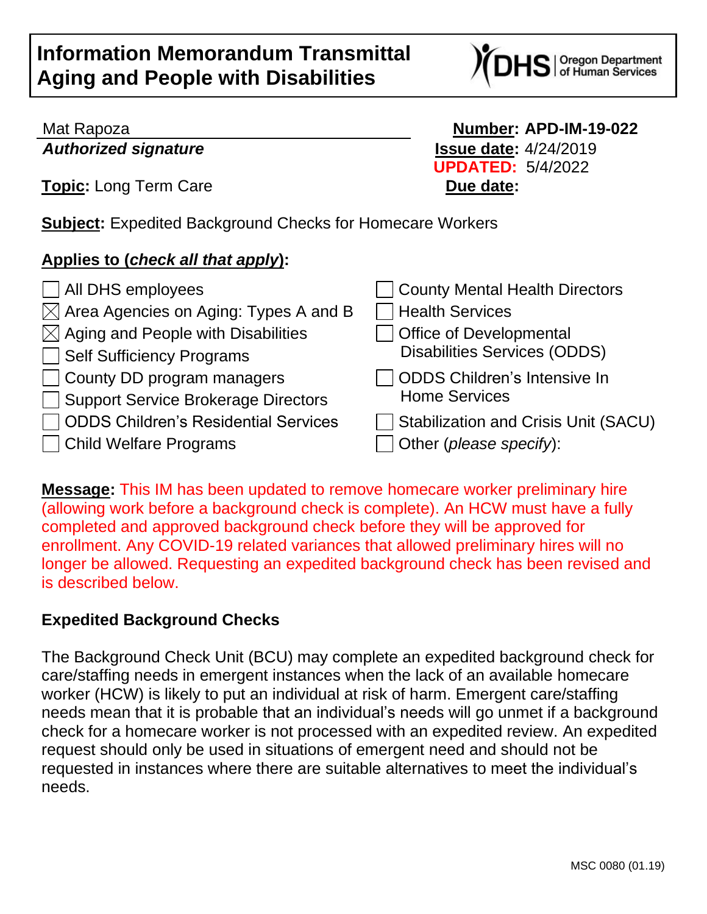# Information Memorandum Transmittal
# Aging and People with Disabilities

Mat Rapoza
***Authorized signature***

**Number: APD-IM-19-022**
**Issue date:** 4/24/2019
**UPDATED:** 5/4/2022

**Topic:** Long Term Care

**Due date:**

**Subject:** Expedited Background Checks for Homecare Workers

**Applies to (*check all that apply*):**

- [ ] All DHS employees
- [x] Area Agencies on Aging: Types A and B
- [x] Aging and People with Disabilities
- [ ] Self Sufficiency Programs
- [ ] County DD program managers
- [ ] Support Service Brokerage Directors
- [ ] ODDS Children's Residential Services
- [ ] Child Welfare Programs
- [ ] County Mental Health Directors
- [ ] Health Services
- [ ] Office of Developmental Disabilities Services (ODDS)
- [ ] ODDS Children's Intensive In Home Services
- [ ] Stabilization and Crisis Unit (SACU)
- [ ] Other (*please specify*):

**Message:** This IM has been updated to remove homecare worker preliminary hire (allowing work before a background check is complete). An HCW must have a fully completed and approved background check before they will be approved for enrollment. Any COVID-19 related variances that allowed preliminary hires will no longer be allowed. Requesting an expedited background check has been revised and is described below.

**Expedited Background Checks**

The Background Check Unit (BCU) may complete an expedited background check for care/staffing needs in emergent instances when the lack of an available homecare worker (HCW) is likely to put an individual at risk of harm. Emergent care/staffing needs mean that it is probable that an individual's needs will go unmet if a background check for a homecare worker is not processed with an expedited review. An expedited request should only be used in situations of emergent need and should not be requested in instances where there are suitable alternatives to meet the individual's needs.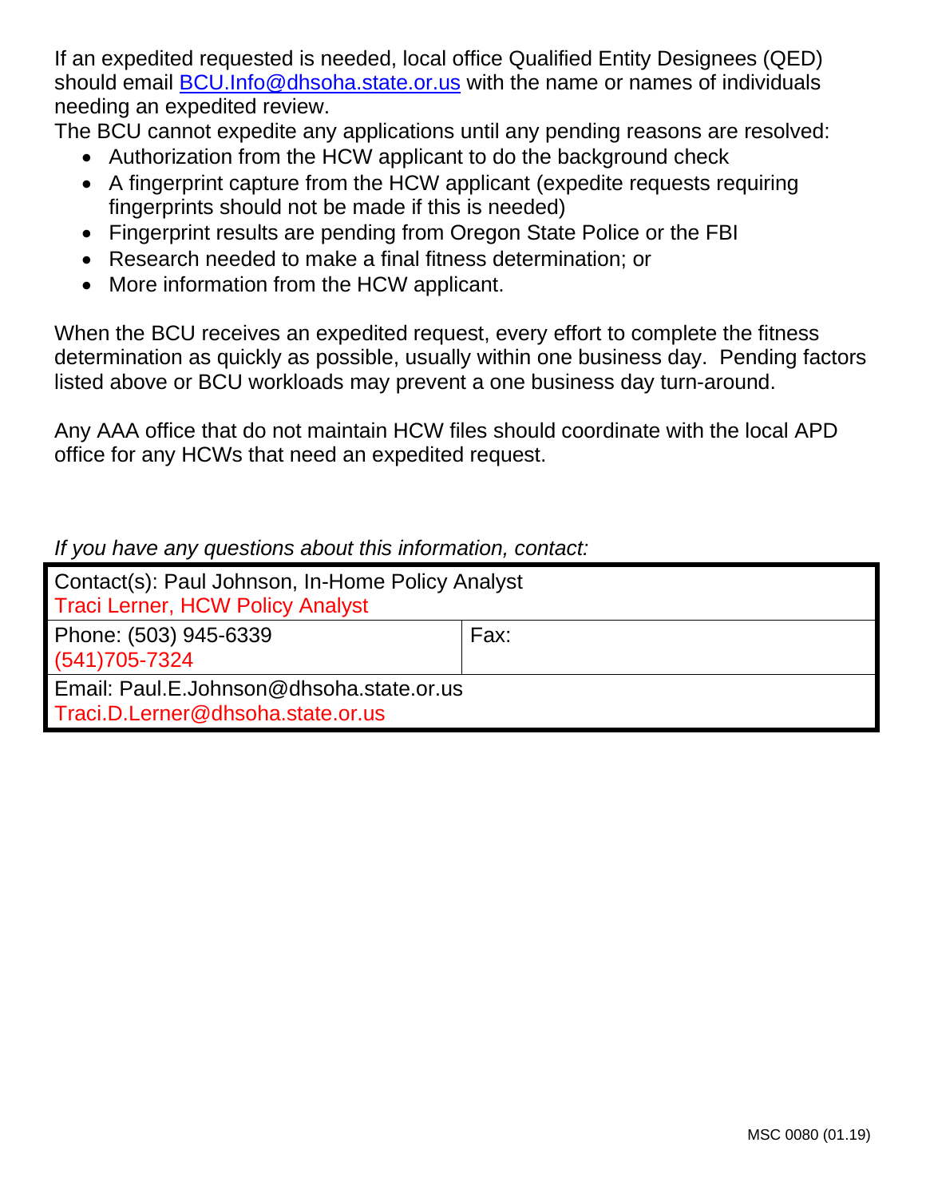If an expedited requested is needed, local office Qualified Entity Designees (QED) should email [BCU.Info@dhsoha.state.or.us](mailto:BCU.Info@dhsoha.state.or.us) with the name or names of individuals needing an expedited review.

The BCU cannot expedite any applications until any pending reasons are resolved:

- Authorization from the HCW applicant to do the background check
- A fingerprint capture from the HCW applicant (expedite requests requiring fingerprints should not be made if this is needed)
- Fingerprint results are pending from Oregon State Police or the FBI
- Research needed to make a final fitness determination; or
- More information from the HCW applicant.

When the BCU receives an expedited request, every effort to complete the fitness determination as quickly as possible, usually within one business day. Pending factors listed above or BCU workloads may prevent a one business day turn-around.

Any AAA office that do not maintain HCW files should coordinate with the local APD office for any HCWs that need an expedited request.

*If you have any questions about this information, contact:*

| | |
|---|---|
| Contact(s): Paul Johnson, In-Home Policy Analyst<br>Traci Lerner, HCW Policy Analyst | |
| Phone: (503) 945-6339<br>(541)705-7324 | Fax: |
| Email: Paul.E.Johnson@dhsoha.state.or.us<br>Traci.D.Lerner@dhsoha.state.or.us | |

MSC 0080 (01.19)